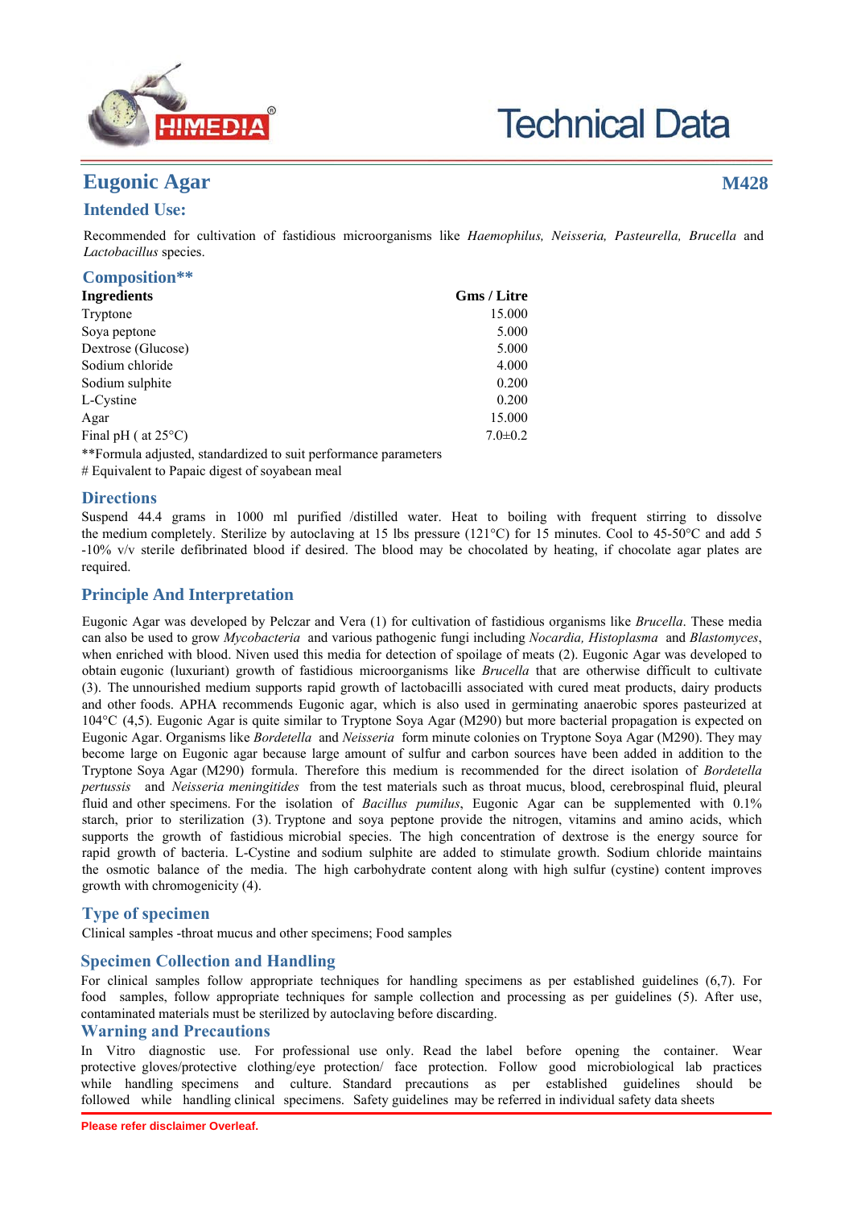# Eugonic Agar

**M428**

## Intended Use:

Recommended for cultivation of fastidious microorganisms like *Haemophilus, Neisseria, Pasteurella, Brucella* and *Lactobacillus* species.

## Composition**

| Ingredients | Gms / Litre |
|---|---|
| Tryptone | 15.000 |
| Soya peptone | 5.000 |
| Dextrose (Glucose) | 5.000 |
| Sodium chloride | 4.000 |
| Sodium sulphite | 0.200 |
| L-Cystine | 0.200 |
| Agar | 15.000 |
| Final pH ( at 25°C) | 7.0±0.2 |

**Formula adjusted, standardized to suit performance parameters

# Equivalent to Papaic digest of soyabean meal

## Directions

Suspend 44.4 grams in 1000 ml purified /distilled water. Heat to boiling with frequent stirring to dissolve the medium completely. Sterilize by autoclaving at 15 lbs pressure (121°C) for 15 minutes. Cool to 45-50°C and add 5 -10% v/v sterile defibrinated blood if desired. The blood may be chocolated by heating, if chocolate agar plates are required.

## Principle And Interpretation

Eugonic Agar was developed by Pelczar and Vera (1) for cultivation of fastidious organisms like *Brucella*. These media can also be used to grow *Mycobacteria* and various pathogenic fungi including *Nocardia, Histoplasma* and *Blastomyces*, when enriched with blood. Niven used this media for detection of spoilage of meats (2). Eugonic Agar was developed to obtain eugonic (luxuriant) growth of fastidious microorganisms like *Brucella* that are otherwise difficult to cultivate (3). The unnourished medium supports rapid growth of lactobacilli associated with cured meat products, dairy products and other foods. APHA recommends Eugonic agar, which is also used in germinating anaerobic spores pasteurized at 104°C (4,5). Eugonic Agar is quite similar to Tryptone Soya Agar (M290) but more bacterial propagation is expected on Eugonic Agar. Organisms like *Bordetella* and *Neisseria* form minute colonies on Tryptone Soya Agar (M290). They may become large on Eugonic agar because large amount of sulfur and carbon sources have been added in addition to the Tryptone Soya Agar (M290) formula. Therefore this medium is recommended for the direct isolation of *Bordetella pertussis* and *Neisseria meningitides* from the test materials such as throat mucus, blood, cerebrospinal fluid, pleural fluid and other specimens. For the isolation of *Bacillus pumilus*, Eugonic Agar can be supplemented with 0.1% starch, prior to sterilization (3). Tryptone and soya peptone provide the nitrogen, vitamins and amino acids, which supports the growth of fastidious microbial species. The high concentration of dextrose is the energy source for rapid growth of bacteria. L-Cystine and sodium sulphite are added to stimulate growth. Sodium chloride maintains the osmotic balance of the media. The high carbohydrate content along with high sulfur (cystine) content improves growth with chromogenicity (4).

## Type of specimen

Clinical samples -throat mucus and other specimens; Food samples

## Specimen Collection and Handling

For clinical samples follow appropriate techniques for handling specimens as per established guidelines (6,7). For food samples, follow appropriate techniques for sample collection and processing as per guidelines (5). After use, contaminated materials must be sterilized by autoclaving before discarding.

## Warning and Precautions

In Vitro diagnostic use. For professional use only. Read the label before opening the container. Wear protective gloves/protective clothing/eye protection/ face protection. Follow good microbiological lab practices while handling specimens and culture. Standard precautions as per established guidelines should be followed while handling clinical specimens. Safety guidelines may be referred in individual safety data sheets

**Please refer disclaimer Overleaf.**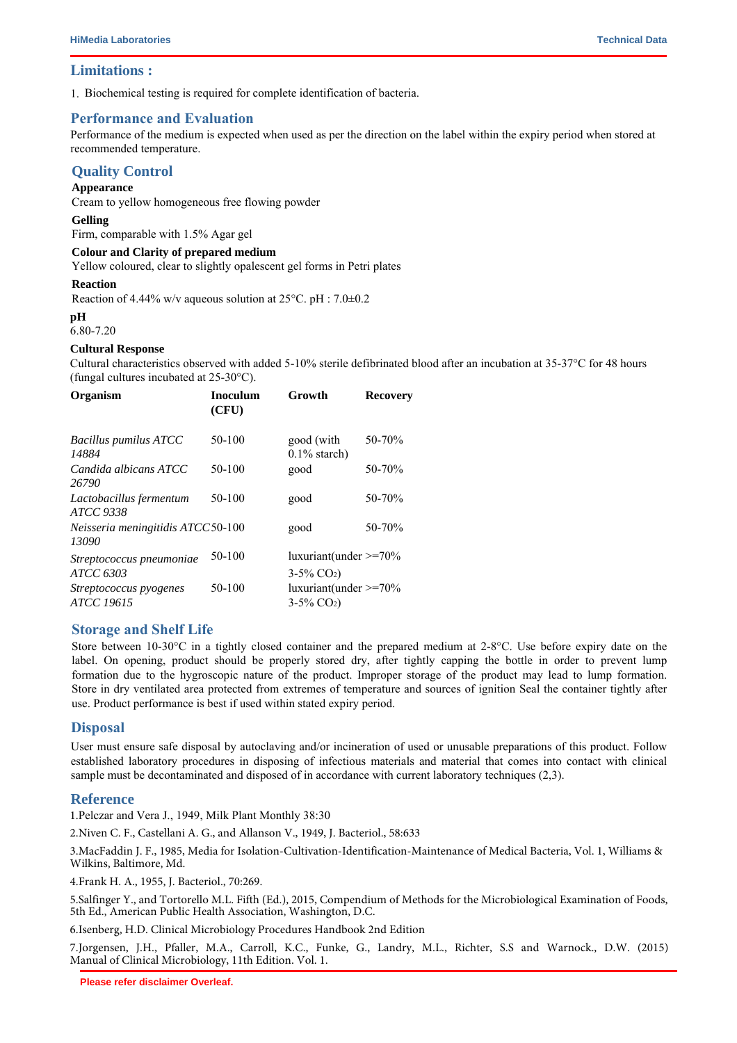## Limitations :

1. Biochemical testing is required for complete identification of bacteria.

## Performance and Evaluation

Performance of the medium is expected when used as per the direction on the label within the expiry period when stored at recommended temperature.

## Quality Control

**Appearance**

Cream to yellow homogeneous free flowing powder

**Gelling**

Firm, comparable with 1.5% Agar gel

**Colour and Clarity of prepared medium**

Yellow coloured, clear to slightly opalescent gel forms in Petri plates

**Reaction**

Reaction of 4.44% w/v aqueous solution at 25°C. pH : 7.0±0.2

**pH**

6.80-7.20

**Cultural Response**

Cultural characteristics observed with added 5-10% sterile defibrinated blood after an incubation at 35-37°C for 48 hours (fungal cultures incubated at 25-30°C).

| Organism | Inoculum (CFU) | Growth | Recovery |
|---|---|---|---|
| *Bacillus pumilus ATCC 14884* | 50-100 | good (with 0.1% starch) | 50-70% |
| *Candida albicans ATCC 26790* | 50-100 | good | 50-70% |
| *Lactobacillus fermentum ATCC 9338* | 50-100 | good | 50-70% |
| *Neisseria meningitidis ATCC 13090* | 50-100 | good | 50-70% |
| *Streptococcus pneumoniae ATCC 6303* | 50-100 | luxuriant(under 3-5% $CO_2$) | >=70% |
| *Streptococcus pyogenes ATCC 19615* | 50-100 | luxuriant(under 3-5% $CO_2$) | >=70% |

## Storage and Shelf Life

Store between 10-30°C in a tightly closed container and the prepared medium at 2-8°C. Use before expiry date on the label. On opening, product should be properly stored dry, after tightly capping the bottle in order to prevent lump formation due to the hygroscopic nature of the product. Improper storage of the product may lead to lump formation. Store in dry ventilated area protected from extremes of temperature and sources of ignition Seal the container tightly after use. Product performance is best if used within stated expiry period.

## Disposal

User must ensure safe disposal by autoclaving and/or incineration of used or unusable preparations of this product. Follow established laboratory procedures in disposing of infectious materials and material that comes into contact with clinical sample must be decontaminated and disposed of in accordance with current laboratory techniques (2,3).

## Reference

1.Pelczar and Vera J., 1949, Milk Plant Monthly 38:30

2.Niven C. F., Castellani A. G., and Allanson V., 1949, J. Bacteriol., 58:633

3.MacFaddin J. F., 1985, Media for Isolation-Cultivation-Identification-Maintenance of Medical Bacteria, Vol. 1, Williams & Wilkins, Baltimore, Md.

4.Frank H. A., 1955, J. Bacteriol., 70:269.

5.Salfinger Y., and Tortorello M.L. Fifth (Ed.), 2015, Compendium of Methods for the Microbiological Examination of Foods, 5th Ed., American Public Health Association, Washington, D.C.

6.Isenberg, H.D. Clinical Microbiology Procedures Handbook 2nd Edition

7.Jorgensen, J.H., Pfaller, M.A., Carroll, K.C., Funke, G., Landry, M.L., Richter, S.S and Warnock., D.W. (2015) Manual of Clinical Microbiology, 11th Edition. Vol. 1.

Please refer disclaimer Overleaf.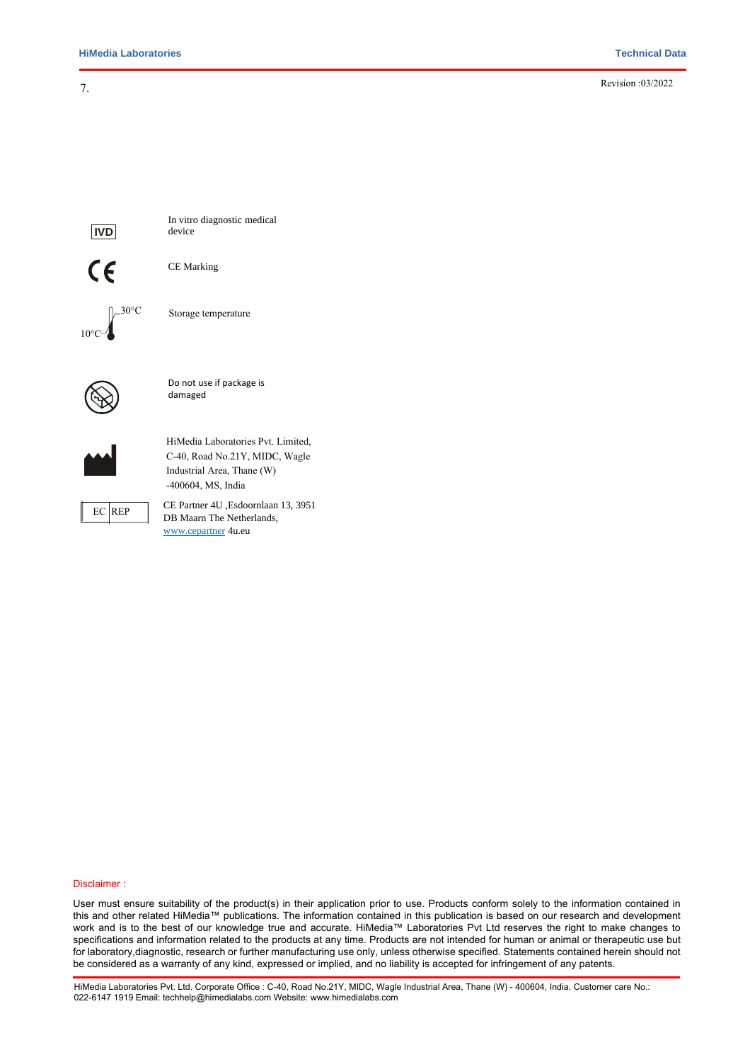7.

Revision :03/2022

| | |
|---|---|
| IVD | In vitro diagnostic medical device |
| CE | CE Marking |
| 10°C – 30°C | Storage temperature |
| | Do not use if package is damaged |
| | HiMedia Laboratories Pvt. Limited, C-40, Road No.21Y, MIDC, Wagle Industrial Area, Thane (W) -400604, MS, India |
| EC REP | CE Partner 4U ,Esdoornlaan 13, 3951 DB Maarn The Netherlands, www.cepartner 4u.eu |

Disclaimer :

User must ensure suitability of the product(s) in their application prior to use. Products conform solely to the information contained in this and other related HiMedia™ publications. The information contained in this publication is based on our research and development work and is to the best of our knowledge true and accurate. HiMedia™ Laboratories Pvt Ltd reserves the right to make changes to specifications and information related to the products at any time. Products are not intended for human or animal or therapeutic use but for laboratory,diagnostic, research or further manufacturing use only, unless otherwise specified. Statements contained herein should not be considered as a warranty of any kind, expressed or implied, and no liability is accepted for infringement of any patents.

HiMedia Laboratories Pvt. Ltd. Corporate Office : C-40, Road No.21Y, MIDC, Wagle Industrial Area, Thane (W) - 400604, India. Customer care No.: 022-6147 1919 Email: techhelp@himedialabs.com Website: www.himedialabs.com